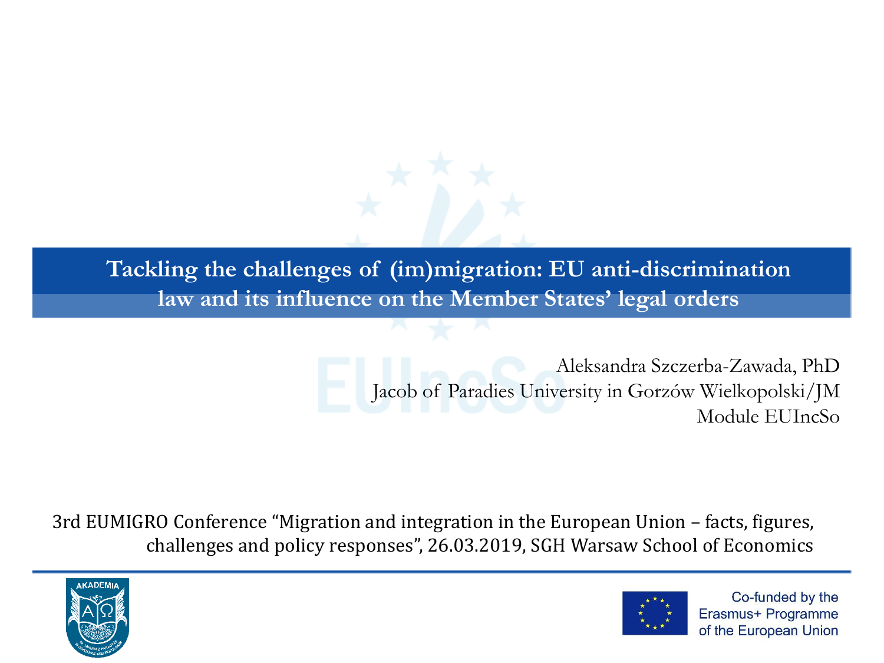# Tackling the challenges of (im)migration: EU anti-discrimination law and its influence on the Member States' legal orders

Aleksandra Szczerba-Zawada, PhD
Jacob of Paradies University in Gorzów Wielkopolski/JM
Module EUIncSo

3rd EUMIGRO Conference "Migration and integration in the European Union – facts, figures, challenges and policy responses", 26.03.2019, SGH Warsaw School of Economics

Co-funded by the Erasmus+ Programme of the European Union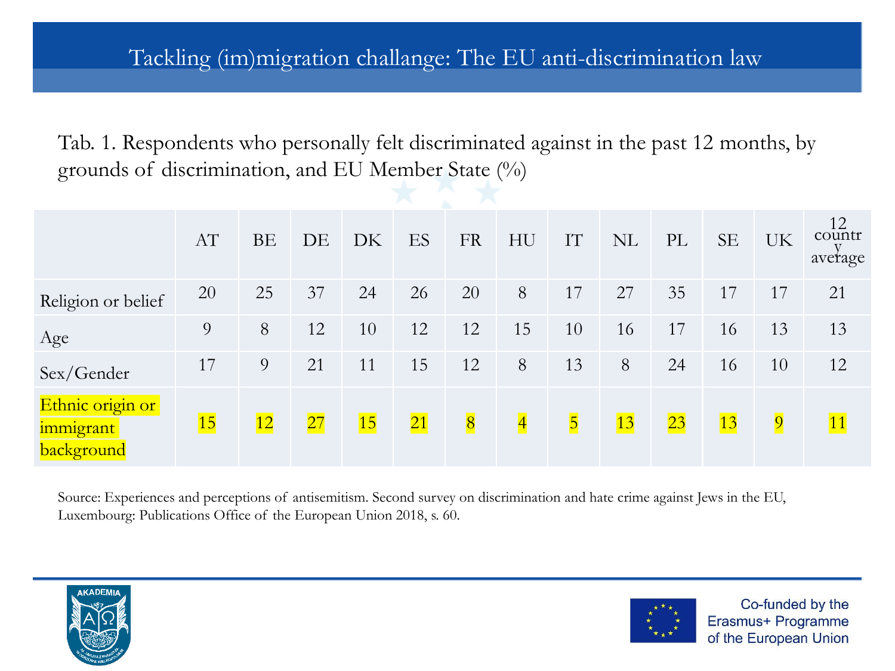# Tackling (im)migration challange: The EU anti-discrimination law

Tab. 1. Respondents who personally felt discriminated against in the past 12 months, by grounds of discrimination, and EU Member State (%)

| | AT | BE | DE | DK | ES | FR | HU | IT | NL | PL | SE | UK | 12 country average |
|---|---|---|---|---|---|---|---|---|---|---|---|---|---|
| Religion or belief | 20 | 25 | 37 | 24 | 26 | 20 | 8 | 17 | 27 | 35 | 17 | 17 | 21 |
| Age | 9 | 8 | 12 | 10 | 12 | 12 | 15 | 10 | 16 | 17 | 16 | 13 | 13 |
| Sex/Gender | 17 | 9 | 21 | 11 | 15 | 12 | 8 | 13 | 8 | 24 | 16 | 10 | 12 |
| Ethnic origin or immigrant background | 15 | 12 | 27 | 15 | 21 | 8 | 4 | 5 | 13 | 23 | 13 | 9 | 11 |

Source: Experiences and perceptions of antisemitism. Second survey on discrimination and hate crime against Jews in the EU, Luxembourg: Publications Office of the European Union 2018, s. 60.

Co-funded by the Erasmus+ Programme of the European Union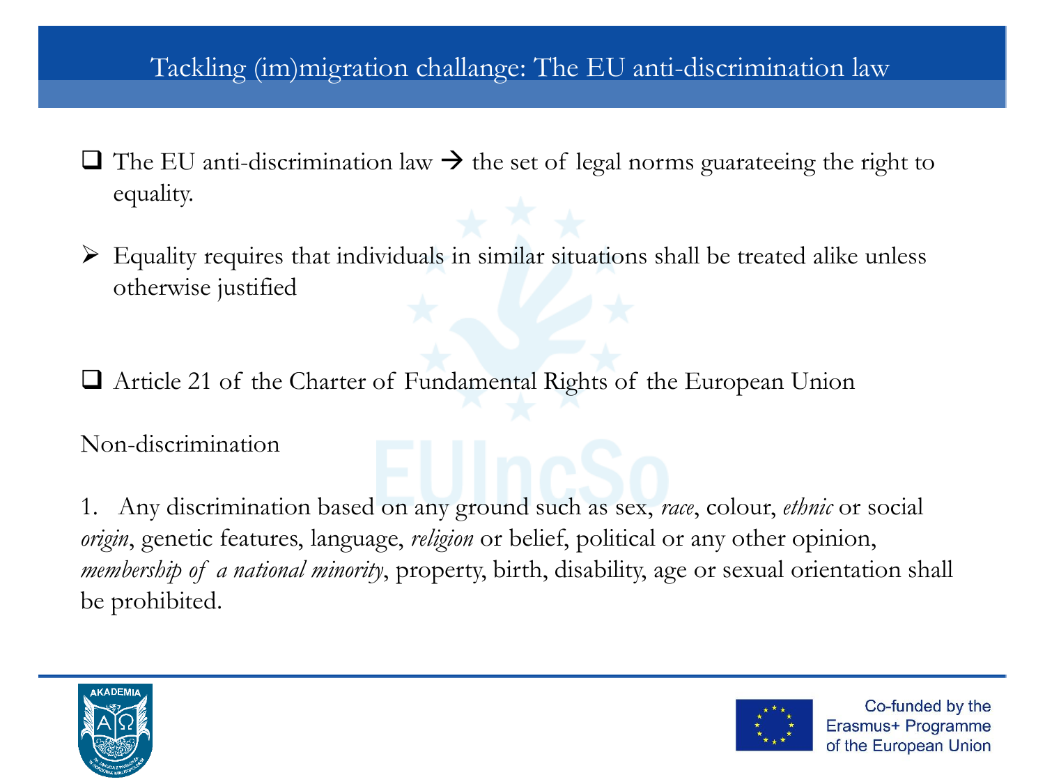# Tackling (im)migration challange: The EU anti-discrimination law

- The EU anti-discrimination law → the set of legal norms guarateeing the right to equality.

- Equality requires that individuals in similar situations shall be treated alike unless otherwise justified

- Article 21 of the Charter of Fundamental Rights of the European Union

Non-discrimination

1. Any discrimination based on any ground such as sex, *race*, colour, *ethnic* or social *origin*, genetic features, language, *religion* or belief, political or any other opinion, *membership of a national minority*, property, birth, disability, age or sexual orientation shall be prohibited.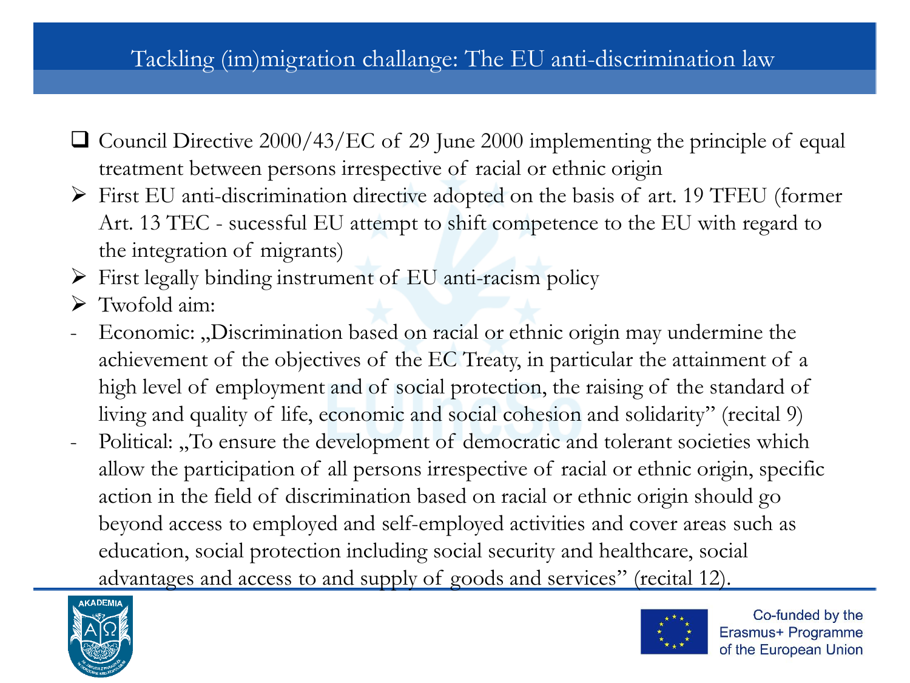## Tackling (im)migration challange: The EU anti-discrimination law

- Council Directive 2000/43/EC of 29 June 2000 implementing the principle of equal treatment between persons irrespective of racial or ethnic origin
  - First EU anti-discrimination directive adopted on the basis of art. 19 TFEU (former Art. 13 TEC - sucessful EU attempt to shift competence to the EU with regard to the integration of migrants)
  - First legally binding instrument of EU anti-racism policy
  - Twofold aim:
    - Economic: „Discrimination based on racial or ethnic origin may undermine the achievement of the objectives of the EC Treaty, in particular the attainment of a high level of employment and of social protection, the raising of the standard of living and quality of life, economic and social cohesion and solidarity" (recital 9)
    - Political: „To ensure the development of democratic and tolerant societies which allow the participation of all persons irrespective of racial or ethnic origin, specific action in the field of discrimination based on racial or ethnic origin should go beyond access to employed and self-employed activities and cover areas such as education, social protection including social security and healthcare, social advantages and access to and supply of goods and services" (recital 12).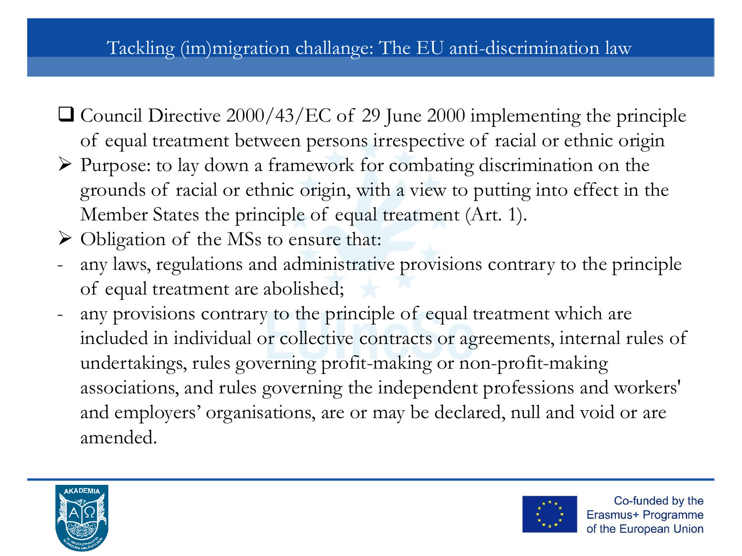## Tackling (im)migration challange: The EU anti-discrimination law

- Council Directive 2000/43/EC of 29 June 2000 implementing the principle of equal treatment between persons irrespective of racial or ethnic origin
- Purpose: to lay down a framework for combating discrimination on the grounds of racial or ethnic origin, with a view to putting into effect in the Member States the principle of equal treatment (Art. 1).
- Obligation of the MSs to ensure that:
  - any laws, regulations and administrative provisions contrary to the principle of equal treatment are abolished;
  - any provisions contrary to the principle of equal treatment which are included in individual or collective contracts or agreements, internal rules of undertakings, rules governing profit-making or non-profit-making associations, and rules governing the independent professions and workers' and employers' organisations, are or may be declared, null and void or are amended.

Co-funded by the Erasmus+ Programme of the European Union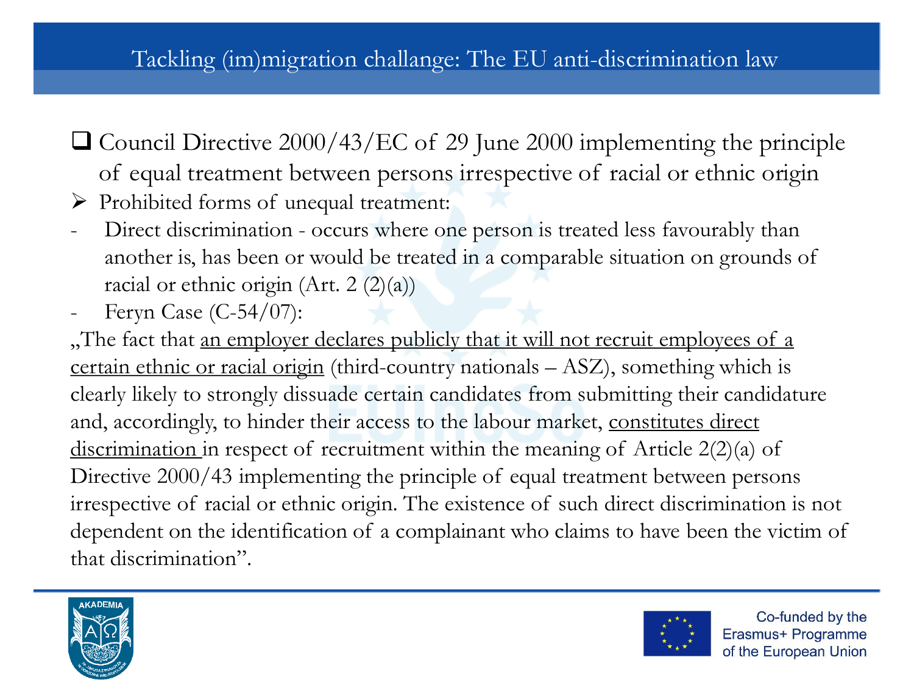## Tackling (im)migration challange: The EU anti-discrimination law

- Council Directive 2000/43/EC of 29 June 2000 implementing the principle of equal treatment between persons irrespective of racial or ethnic origin

- Prohibited forms of unequal treatment:
  - Direct discrimination - occurs where one person is treated less favourably than another is, has been or would be treated in a comparable situation on grounds of racial or ethnic origin (Art. 2 (2)(a))
  - Feryn Case (C-54/07):

„The fact that <u>an employer declares publicly that it will not recruit employees of a certain ethnic or racial origin</u> (third-country nationals – ASZ), something which is clearly likely to strongly dissuade certain candidates from submitting their candidature and, accordingly, to hinder their access to the labour market, <u>constitutes direct discrimination</u> in respect of recruitment within the meaning of Article 2(2)(a) of Directive 2000/43 implementing the principle of equal treatment between persons irrespective of racial or ethnic origin. The existence of such direct discrimination is not dependent on the identification of a complainant who claims to have been the victim of that discrimination".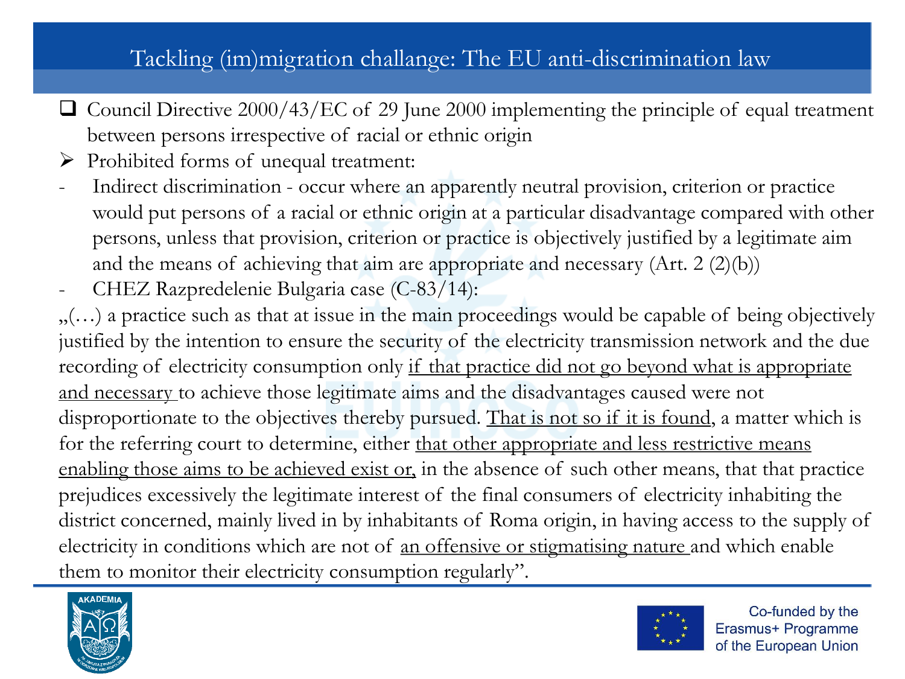# Tackling (im)migration challange: The EU anti-discrimination law

- Council Directive 2000/43/EC of 29 June 2000 implementing the principle of equal treatment between persons irrespective of racial or ethnic origin

- Prohibited forms of unequal treatment:
  - Indirect discrimination - occur where an apparently neutral provision, criterion or practice would put persons of a racial or ethnic origin at a particular disadvantage compared with other persons, unless that provision, criterion or practice is objectively justified by a legitimate aim and the means of achieving that aim are appropriate and necessary (Art. 2 (2)(b))
  - CHEZ Razpredelenie Bulgaria case (C-83/14):

„(…) a practice such as that at issue in the main proceedings would be capable of being objectively justified by the intention to ensure the security of the electricity transmission network and the due recording of electricity consumption only <u>if that practice did not go beyond what is appropriate and necessary</u> to achieve those legitimate aims and the disadvantages caused were not disproportionate to the objectives thereby pursued. <u>That is not so if it is found</u>, a matter which is for the referring court to determine, either <u>that other appropriate and less restrictive means enabling those aims to be achieved exist or,</u> in the absence of such other means, that that practice prejudices excessively the legitimate interest of the final consumers of electricity inhabiting the district concerned, mainly lived in by inhabitants of Roma origin, in having access to the supply of electricity in conditions which are not of <u>an offensive or stigmatising nature</u> and which enable them to monitor their electricity consumption regularly".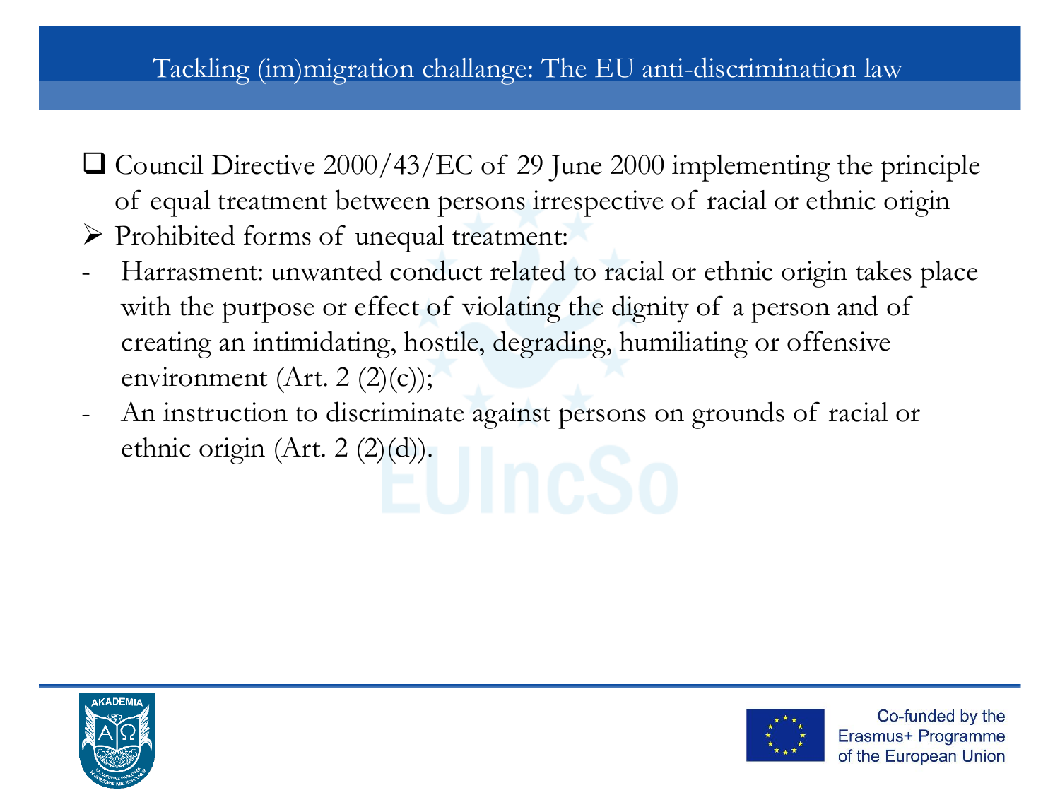# Tackling (im)migration challange: The EU anti-discrimination law

- ❑ Council Directive 2000/43/EC of 29 June 2000 implementing the principle of equal treatment between persons irrespective of racial or ethnic origin
- ➢ Prohibited forms of unequal treatment:
- Harrasment: unwanted conduct related to racial or ethnic origin takes place with the purpose or effect of violating the dignity of a person and of creating an intimidating, hostile, degrading, humiliating or offensive environment (Art. 2 (2)(c));
- An instruction to discriminate against persons on grounds of racial or ethnic origin (Art. 2 (2)(d)).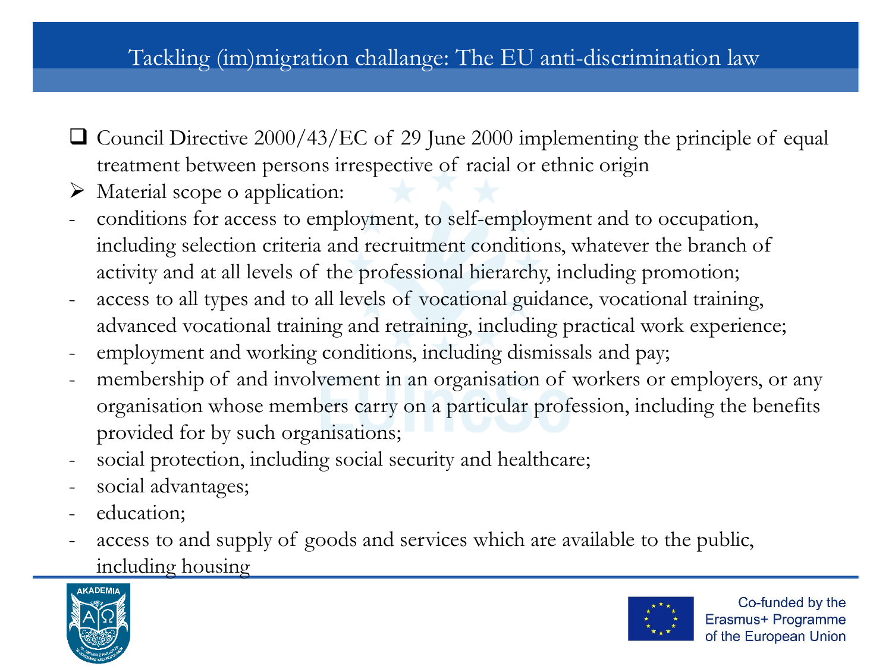## Tackling (im)migration challange: The EU anti-discrimination law

- Council Directive 2000/43/EC of 29 June 2000 implementing the principle of equal treatment between persons irrespective of racial or ethnic origin
- Material scope o application:
  - conditions for access to employment, to self-employment and to occupation, including selection criteria and recruitment conditions, whatever the branch of activity and at all levels of the professional hierarchy, including promotion;
  - access to all types and to all levels of vocational guidance, vocational training, advanced vocational training and retraining, including practical work experience;
  - employment and working conditions, including dismissals and pay;
  - membership of and involvement in an organisation of workers or employers, or any organisation whose members carry on a particular profession, including the benefits provided for by such organisations;
  - social protection, including social security and healthcare;
  - social advantages;
  - education;
  - access to and supply of goods and services which are available to the public, including housing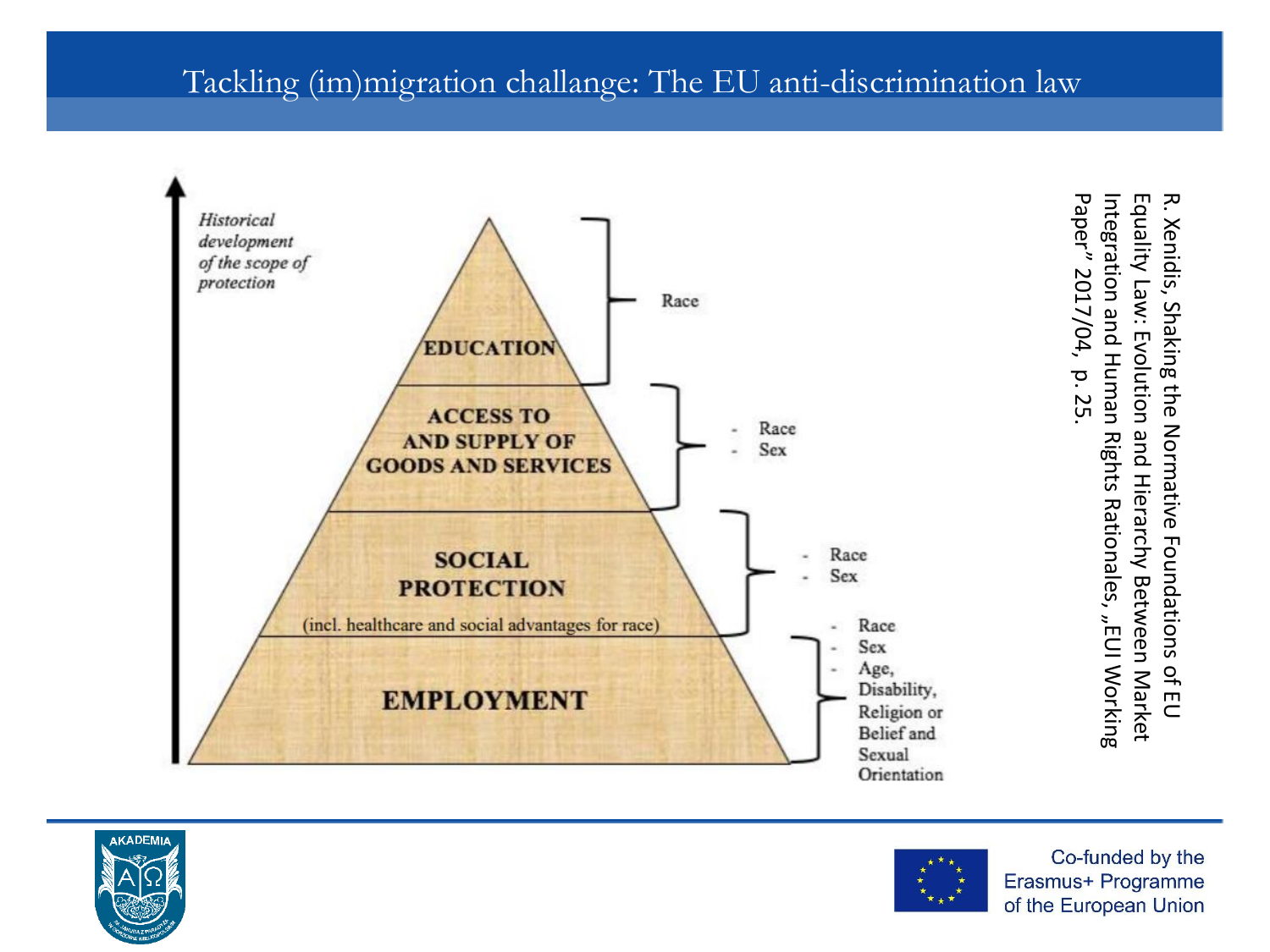# Tackling (im)migration challange: The EU anti-discrimination law

*Historical development of the scope of protection*

| Scope | Protected grounds |
| --- | --- |
| EDUCATION | Race |
| ACCESS TO AND SUPPLY OF GOODS AND SERVICES | - Race<br>- Sex |
| SOCIAL PROTECTION (incl. healthcare and social advantages for race) | - Race<br>- Sex |
| EMPLOYMENT | - Race<br>- Sex<br>- Age, Disability, Religion or Belief and Sexual Orientation |

R. Xenidis, Shaking the Normative Foundations of EU Equality Law: Evolution and Hierarchy Between Market Integration and Human Rights Rationales, „EUI Working Paper" 2017/04, p. 25.

Co-funded by the Erasmus+ Programme of the European Union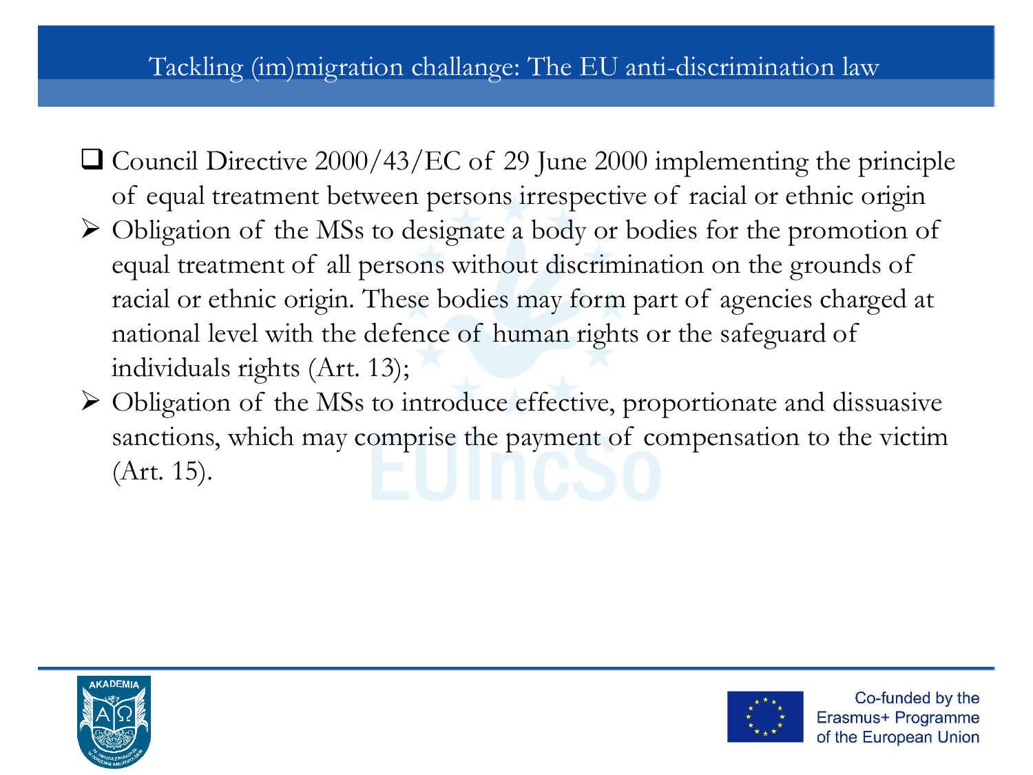## Tackling (im)migration challange: The EU anti-discrimination law

- Council Directive 2000/43/EC of 29 June 2000 implementing the principle of equal treatment between persons irrespective of racial or ethnic origin
  - Obligation of the MSs to designate a body or bodies for the promotion of equal treatment of all persons without discrimination on the grounds of racial or ethnic origin. These bodies may form part of agencies charged at national level with the defence of human rights or the safeguard of individuals rights (Art. 13);
  - Obligation of the MSs to introduce effective, proportionate and dissuasive sanctions, which may comprise the payment of compensation to the victim (Art. 15).

Co-funded by the Erasmus+ Programme of the European Union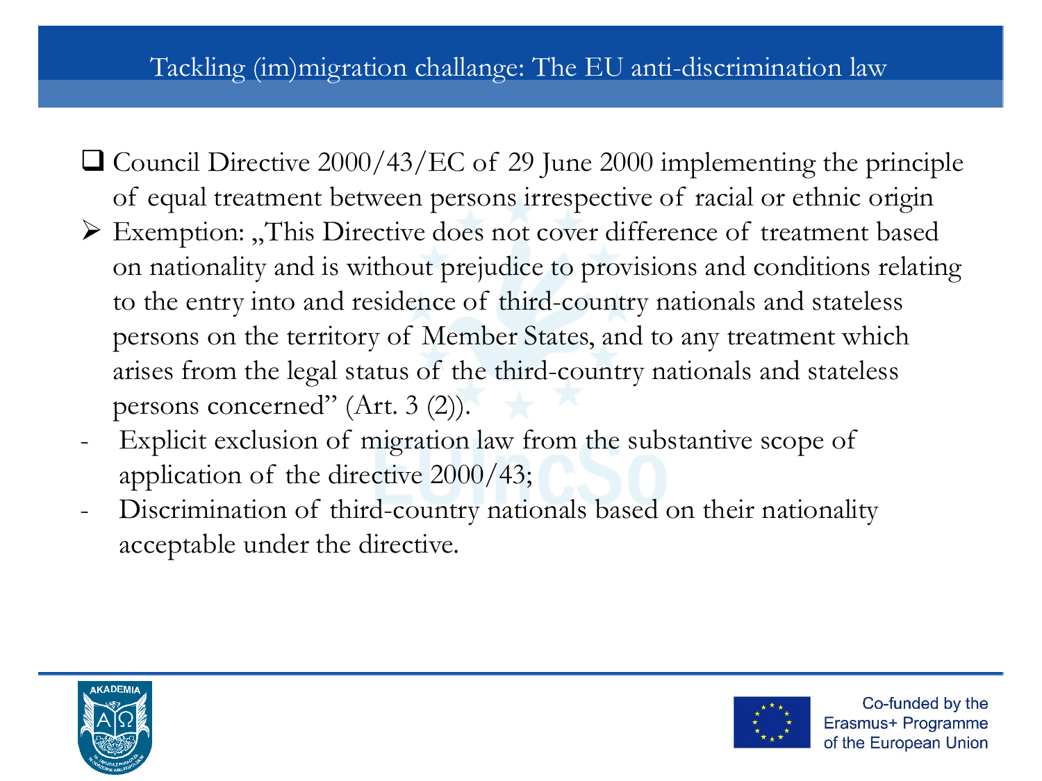## Tackling (im)migration challange: The EU anti-discrimination law

- Council Directive 2000/43/EC of 29 June 2000 implementing the principle of equal treatment between persons irrespective of racial or ethnic origin
- Exemption: „This Directive does not cover difference of treatment based on nationality and is without prejudice to provisions and conditions relating to the entry into and residence of third-country nationals and stateless persons on the territory of Member States, and to any treatment which arises from the legal status of the third-country nationals and stateless persons concerned" (Art. 3 (2)).
  - Explicit exclusion of migration law from the substantive scope of application of the directive 2000/43;
  - Discrimination of third-country nationals based on their nationality acceptable under the directive.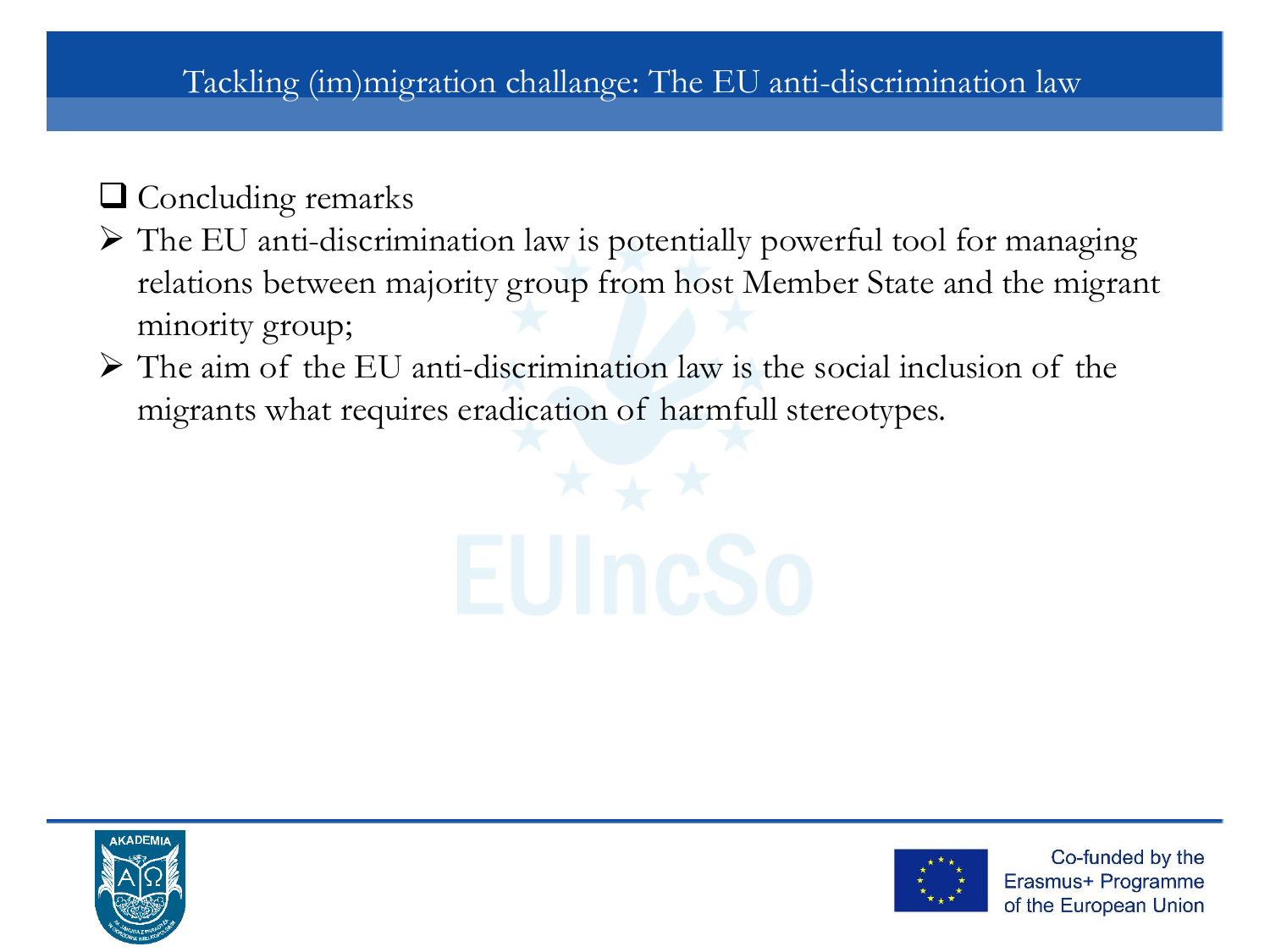## Tackling (im)migration challange: The EU anti-discrimination law

- Concluding remarks
  - The EU anti-discrimination law is potentially powerful tool for managing relations between majority group from host Member State and the migrant minority group;
  - The aim of the EU anti-discrimination law is the social inclusion of the migrants what requires eradication of harmfull stereotypes.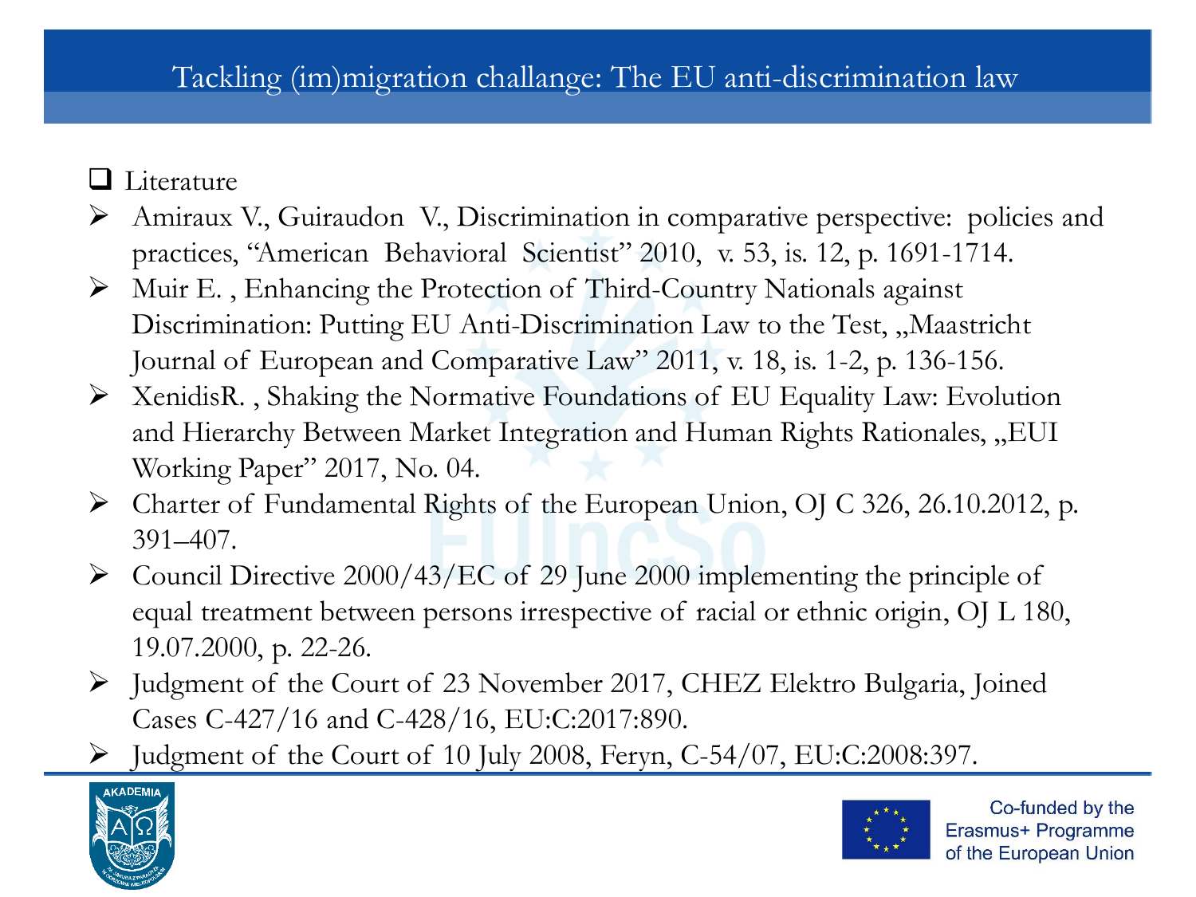# Tackling (im)migration challange: The EU anti-discrimination law

- Literature
  - Amiraux V., Guiraudon V., Discrimination in comparative perspective: policies and practices, "American Behavioral Scientist" 2010, v. 53, is. 12, p. 1691-1714.
  - Muir E. , Enhancing the Protection of Third-Country Nationals against Discrimination: Putting EU Anti-Discrimination Law to the Test, „Maastricht Journal of European and Comparative Law" 2011, v. 18, is. 1-2, p. 136-156.
  - XenidisR. , Shaking the Normative Foundations of EU Equality Law: Evolution and Hierarchy Between Market Integration and Human Rights Rationales, „EUI Working Paper" 2017, No. 04.
  - Charter of Fundamental Rights of the European Union, OJ C 326, 26.10.2012, p. 391–407.
  - Council Directive 2000/43/EC of 29 June 2000 implementing the principle of equal treatment between persons irrespective of racial or ethnic origin, OJ L 180, 19.07.2000, p. 22-26.
  - Judgment of the Court of 23 November 2017, CHEZ Elektro Bulgaria, Joined Cases C-427/16 and C-428/16, EU:C:2017:890.
  - Judgment of the Court of 10 July 2008, Feryn, C-54/07, EU:C:2008:397.

Co-funded by the Erasmus+ Programme of the European Union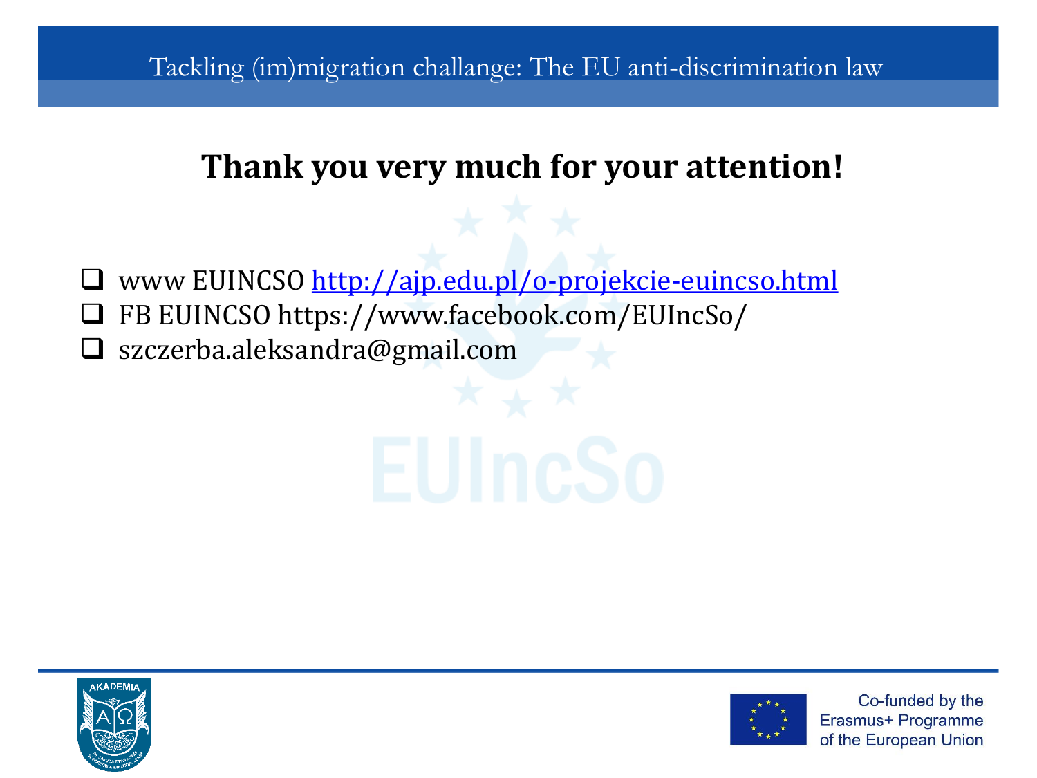# Thank you very much for your attention!

- www EUINCSO http://ajp.edu.pl/o-projekcie-euincso.html
- FB EUINCSO https://www.facebook.com/EUIncSo/
- szczerba.aleksandra@gmail.com

Co-funded by the Erasmus+ Programme of the European Union